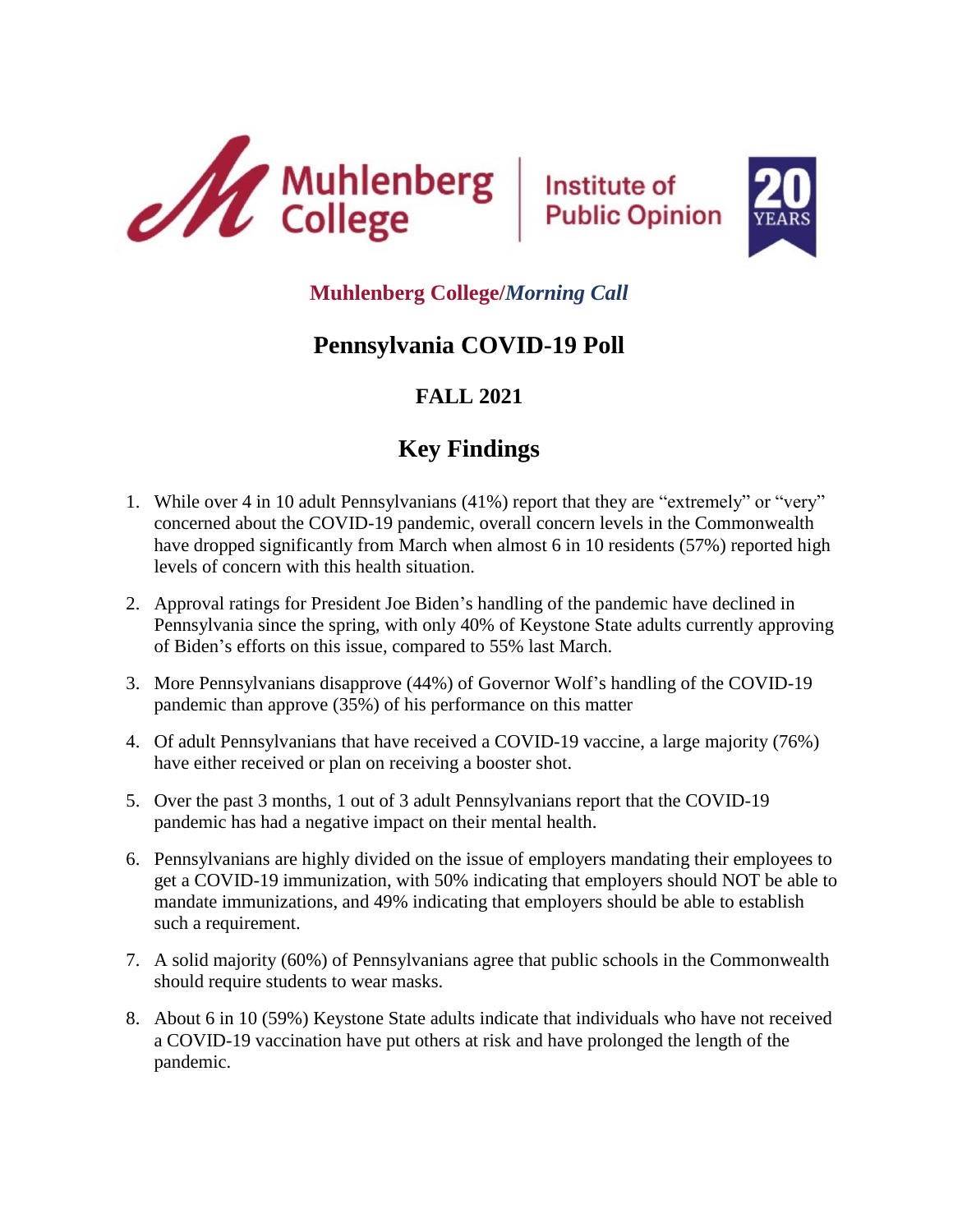Muhlenberg College | Institute of Public Opinion | 20 YEARS

**Muhlenberg College/*Morning Call***

# Pennsylvania COVID-19 Poll

## FALL 2021

## Key Findings

1. While over 4 in 10 adult Pennsylvanians (41%) report that they are "extremely" or "very" concerned about the COVID-19 pandemic, overall concern levels in the Commonwealth have dropped significantly from March when almost 6 in 10 residents (57%) reported high levels of concern with this health situation.

2. Approval ratings for President Joe Biden's handling of the pandemic have declined in Pennsylvania since the spring, with only 40% of Keystone State adults currently approving of Biden's efforts on this issue, compared to 55% last March.

3. More Pennsylvanians disapprove (44%) of Governor Wolf's handling of the COVID-19 pandemic than approve (35%) of his performance on this matter

4. Of adult Pennsylvanians that have received a COVID-19 vaccine, a large majority (76%) have either received or plan on receiving a booster shot.

5. Over the past 3 months, 1 out of 3 adult Pennsylvanians report that the COVID-19 pandemic has had a negative impact on their mental health.

6. Pennsylvanians are highly divided on the issue of employers mandating their employees to get a COVID-19 immunization, with 50% indicating that employers should NOT be able to mandate immunizations, and 49% indicating that employers should be able to establish such a requirement.

7. A solid majority (60%) of Pennsylvanians agree that public schools in the Commonwealth should require students to wear masks.

8. About 6 in 10 (59%) Keystone State adults indicate that individuals who have not received a COVID-19 vaccination have put others at risk and have prolonged the length of the pandemic.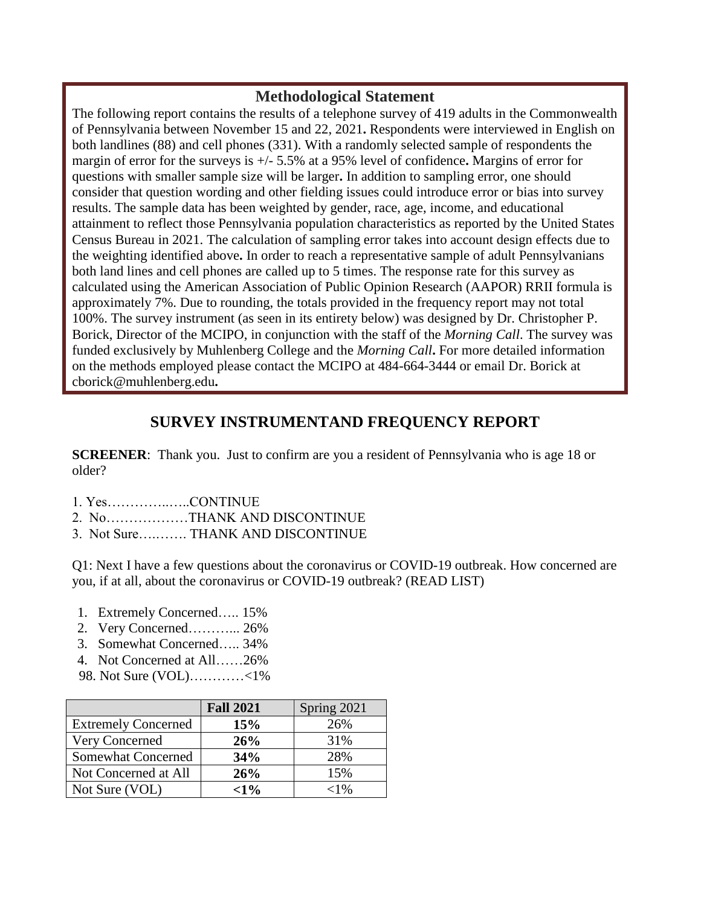## Methodological Statement

The following report contains the results of a telephone survey of 419 adults in the Commonwealth of Pennsylvania between November 15 and 22, 2021**.** Respondents were interviewed in English on both landlines (88) and cell phones (331). With a randomly selected sample of respondents the margin of error for the surveys is +/- 5.5% at a 95% level of confidence**.** Margins of error for questions with smaller sample size will be larger**.** In addition to sampling error, one should consider that question wording and other fielding issues could introduce error or bias into survey results. The sample data has been weighted by gender, race, age, income, and educational attainment to reflect those Pennsylvania population characteristics as reported by the United States Census Bureau in 2021. The calculation of sampling error takes into account design effects due to the weighting identified above**.** In order to reach a representative sample of adult Pennsylvanians both land lines and cell phones are called up to 5 times. The response rate for this survey as calculated using the American Association of Public Opinion Research (AAPOR) RRII formula is approximately 7%. Due to rounding, the totals provided in the frequency report may not total 100%. The survey instrument (as seen in its entirety below) was designed by Dr. Christopher P. Borick, Director of the MCIPO, in conjunction with the staff of the *Morning Call*. The survey was funded exclusively by Muhlenberg College and the *Morning Call***.** For more detailed information on the methods employed please contact the MCIPO at 484-664-3444 or email Dr. Borick at cborick@muhlenberg.edu**.**

## SURVEY INSTRUMENTAND FREQUENCY REPORT

**SCREENER**: Thank you. Just to confirm are you a resident of Pennsylvania who is age 18 or older?

1. Yes…………..…..CONTINUE
2. No………………THANK AND DISCONTINUE
3. Not Sure….……. THANK AND DISCONTINUE

Q1: Next I have a few questions about the coronavirus or COVID-19 outbreak. How concerned are you, if at all, about the coronavirus or COVID-19 outbreak? (READ LIST)

1. Extremely Concerned….. 15%
2. Very Concerned………... 26%
3. Somewhat Concerned….. 34%
4. Not Concerned at All……26%

98. Not Sure (VOL)…………<1%

| | **Fall 2021** | Spring 2021 |
|---|---|---|
| Extremely Concerned | **15%** | 26% |
| Very Concerned | **26%** | 31% |
| Somewhat Concerned | **34%** | 28% |
| Not Concerned at All | **26%** | 15% |
| Not Sure (VOL) | **<1%** | <1% |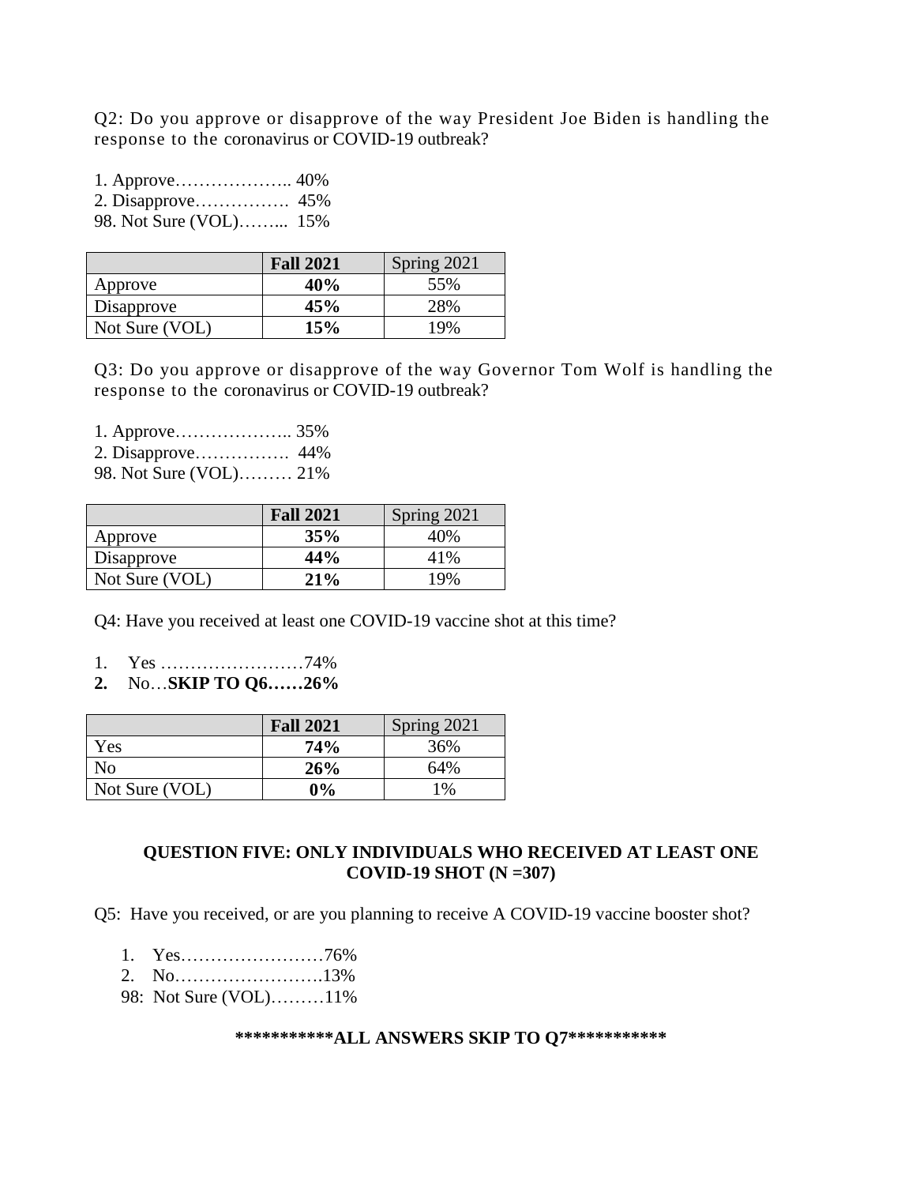Q2: Do you approve or disapprove of the way President Joe Biden is handling the response to the coronavirus or COVID-19 outbreak?

1. Approve……………….. 40%
2. Disapprove……………. 45%
98. Not Sure (VOL)……... 15%

| | **Fall 2021** | Spring 2021 |
|---|---|---|
| Approve | **40%** | 55% |
| Disapprove | **45%** | 28% |
| Not Sure (VOL) | **15%** | 19% |

Q3: Do you approve or disapprove of the way Governor Tom Wolf is handling the response to the coronavirus or COVID-19 outbreak?

1. Approve……………….. 35%
2. Disapprove……………. 44%
98. Not Sure (VOL)……… 21%

| | **Fall 2021** | Spring 2021 |
|---|---|---|
| Approve | **35%** | 40% |
| Disapprove | **44%** | 41% |
| Not Sure (VOL) | **21%** | 19% |

Q4: Have you received at least one COVID-19 vaccine shot at this time?

1. Yes ……………………74%
2. No…**SKIP TO Q6……26%**

| | **Fall 2021** | Spring 2021 |
|---|---|---|
| Yes | **74%** | 36% |
| No | **26%** | 64% |
| Not Sure (VOL) | **0%** | 1% |

**QUESTION FIVE: ONLY INDIVIDUALS WHO RECEIVED AT LEAST ONE COVID-19 SHOT (N =307)**

Q5: Have you received, or are you planning to receive A COVID-19 vaccine booster shot?

1. Yes……………………76%
2. No…………………….13%
98: Not Sure (VOL)………11%

**\*\*\*\*\*\*\*\*\*\*\*ALL ANSWERS SKIP TO Q7\*\*\*\*\*\*\*\*\*\*\***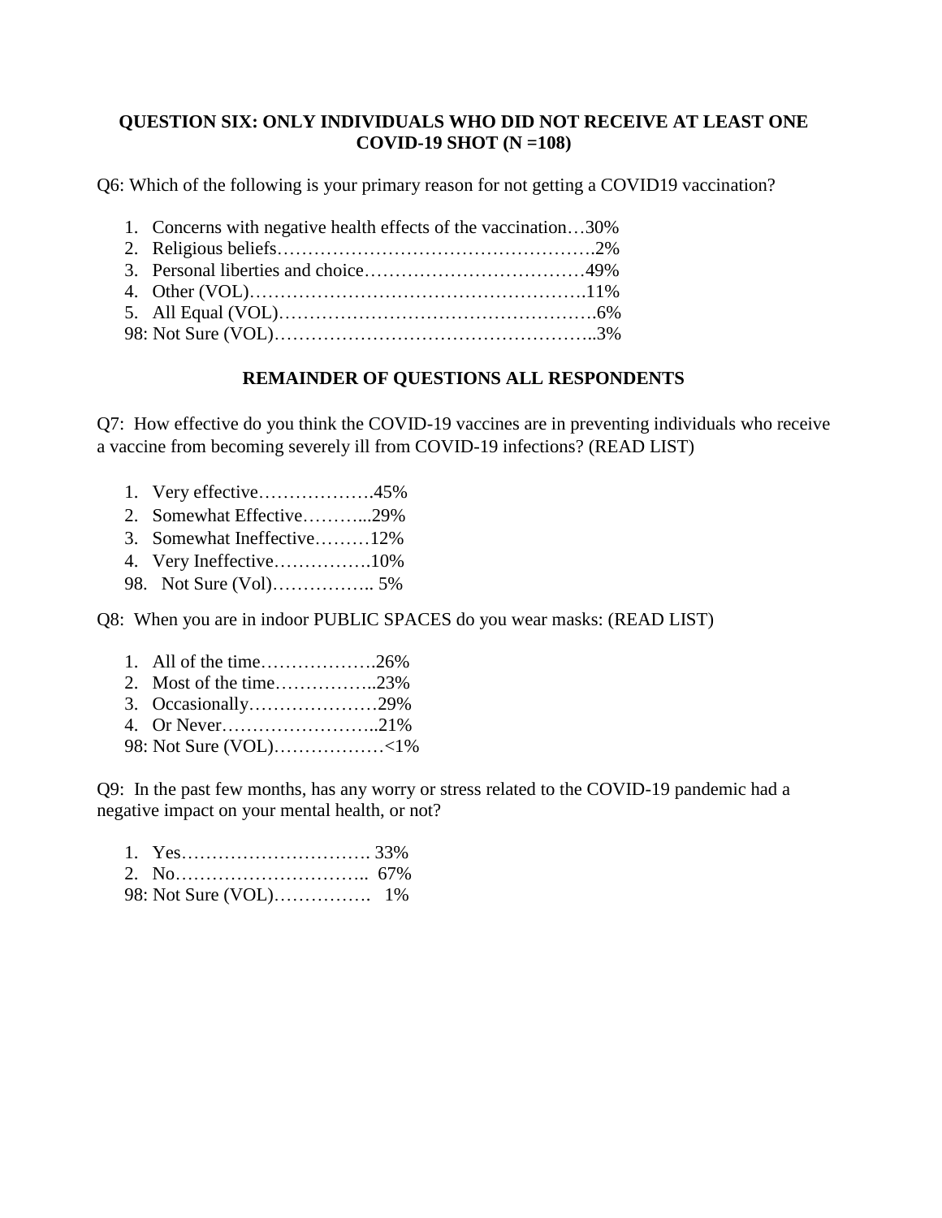### QUESTION SIX: ONLY INDIVIDUALS WHO DID NOT RECEIVE AT LEAST ONE COVID-19 SHOT (N =108)

Q6: Which of the following is your primary reason for not getting a COVID19 vaccination?

1. Concerns with negative health effects of the vaccination…30%
2. Religious beliefs…………………………………………….2%
3. Personal liberties and choice………………………………49%
4. Other (VOL)……………………………………………….11%
5. All Equal (VOL)…………………………………………….6%

98: Not Sure (VOL)……………………………………………..3%

### REMAINDER OF QUESTIONS ALL RESPONDENTS

Q7: How effective do you think the COVID-19 vaccines are in preventing individuals who receive a vaccine from becoming severely ill from COVID-19 infections? (READ LIST)

1. Very effective……………….45%
2. Somewhat Effective………...29%
3. Somewhat Ineffective………12%
4. Very Ineffective…………….10%

98. Not Sure (Vol)…………….. 5%

Q8: When you are in indoor PUBLIC SPACES do you wear masks: (READ LIST)

1. All of the time……………….26%
2. Most of the time……………..23%
3. Occasionally…………………29%
4. Or Never……………………..21%

98: Not Sure (VOL)………………<1%

Q9: In the past few months, has any worry or stress related to the COVID-19 pandemic had a negative impact on your mental health, or not?

1. Yes…………………………. 33%
2. No………………………….. 67%

98: Not Sure (VOL)……………. 1%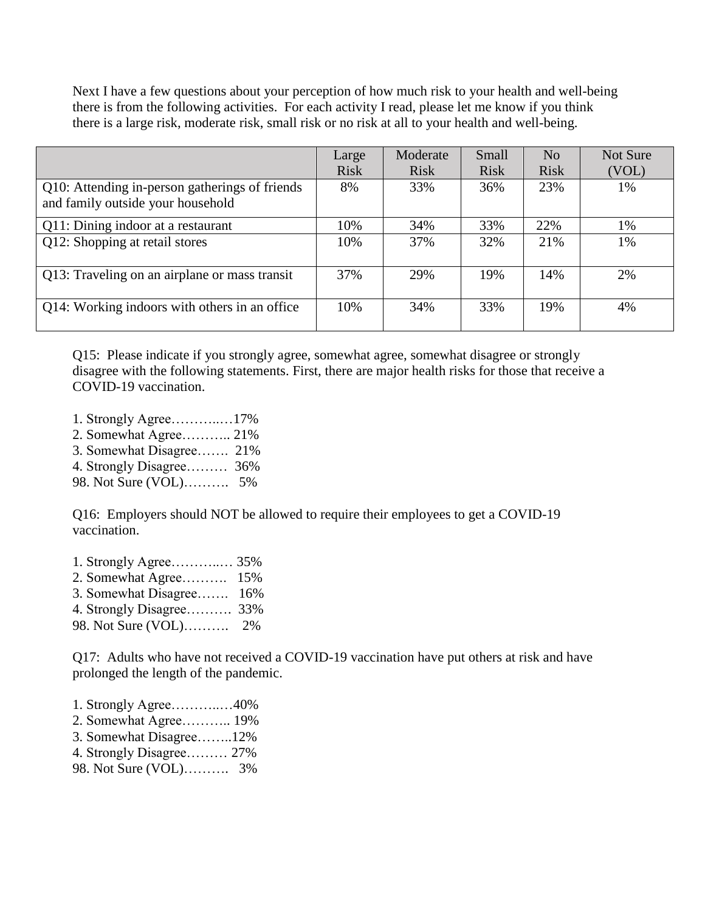Next I have a few questions about your perception of how much risk to your health and well-being there is from the following activities. For each activity I read, please let me know if you think there is a large risk, moderate risk, small risk or no risk at all to your health and well-being.

| | Large Risk | Moderate Risk | Small Risk | No Risk | Not Sure (VOL) |
|---|---|---|---|---|---|
| Q10: Attending in-person gatherings of friends and family outside your household | 8% | 33% | 36% | 23% | 1% |
| Q11: Dining indoor at a restaurant | 10% | 34% | 33% | 22% | 1% |
| Q12: Shopping at retail stores | 10% | 37% | 32% | 21% | 1% |
| Q13: Traveling on an airplane or mass transit | 37% | 29% | 19% | 14% | 2% |
| Q14: Working indoors with others in an office | 10% | 34% | 33% | 19% | 4% |

Q15: Please indicate if you strongly agree, somewhat agree, somewhat disagree or strongly disagree with the following statements. First, there are major health risks for those that receive a COVID-19 vaccination.

1. Strongly Agree………..…17%
2. Somewhat Agree……….. 21%
3. Somewhat Disagree……. 21%
4. Strongly Disagree……… 36%
98. Not Sure (VOL)………. 5%

Q16: Employers should NOT be allowed to require their employees to get a COVID-19 vaccination.

1. Strongly Agree………..… 35%
2. Somewhat Agree………. 15%
3. Somewhat Disagree……. 16%
4. Strongly Disagree………. 33%
98. Not Sure (VOL)………. 2%

Q17: Adults who have not received a COVID-19 vaccination have put others at risk and have prolonged the length of the pandemic.

1. Strongly Agree………..…40%
2. Somewhat Agree……….. 19%
3. Somewhat Disagree……..12%
4. Strongly Disagree……… 27%
98. Not Sure (VOL)………. 3%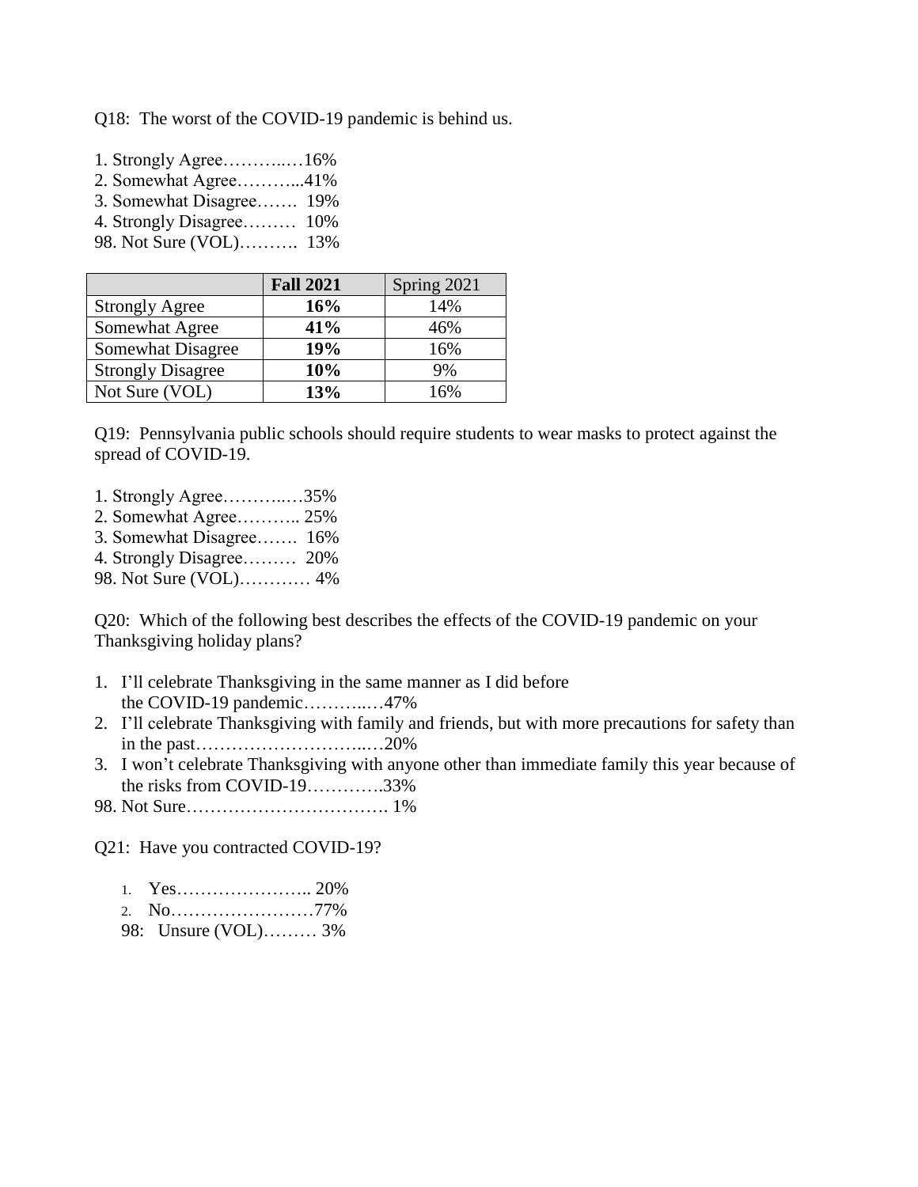Q18: The worst of the COVID-19 pandemic is behind us.

1. Strongly Agree………..…16%
2. Somewhat Agree………...41%
3. Somewhat Disagree……. 19%
4. Strongly Disagree……… 10%

98. Not Sure (VOL)………. 13%

| | **Fall 2021** | Spring 2021 |
|---|---|---|
| Strongly Agree | **16%** | 14% |
| Somewhat Agree | **41%** | 46% |
| Somewhat Disagree | **19%** | 16% |
| Strongly Disagree | **10%** | 9% |
| Not Sure (VOL) | **13%** | 16% |

Q19: Pennsylvania public schools should require students to wear masks to protect against the spread of COVID-19.

1. Strongly Agree………..…35%
2. Somewhat Agree……….. 25%
3. Somewhat Disagree……. 16%
4. Strongly Disagree……… 20%

98. Not Sure (VOL)………… 4%

Q20: Which of the following best describes the effects of the COVID-19 pandemic on your Thanksgiving holiday plans?

1. I'll celebrate Thanksgiving in the same manner as I did before the COVID-19 pandemic………..…47%
2. I'll celebrate Thanksgiving with family and friends, but with more precautions for safety than in the past………………………..…20%
3. I won't celebrate Thanksgiving with anyone other than immediate family this year because of the risks from COVID-19………….33%

98. Not Sure……………………………. 1%

Q21: Have you contracted COVID-19?

1. Yes………………….. 20%
2. No……………………77%

98: Unsure (VOL)……… 3%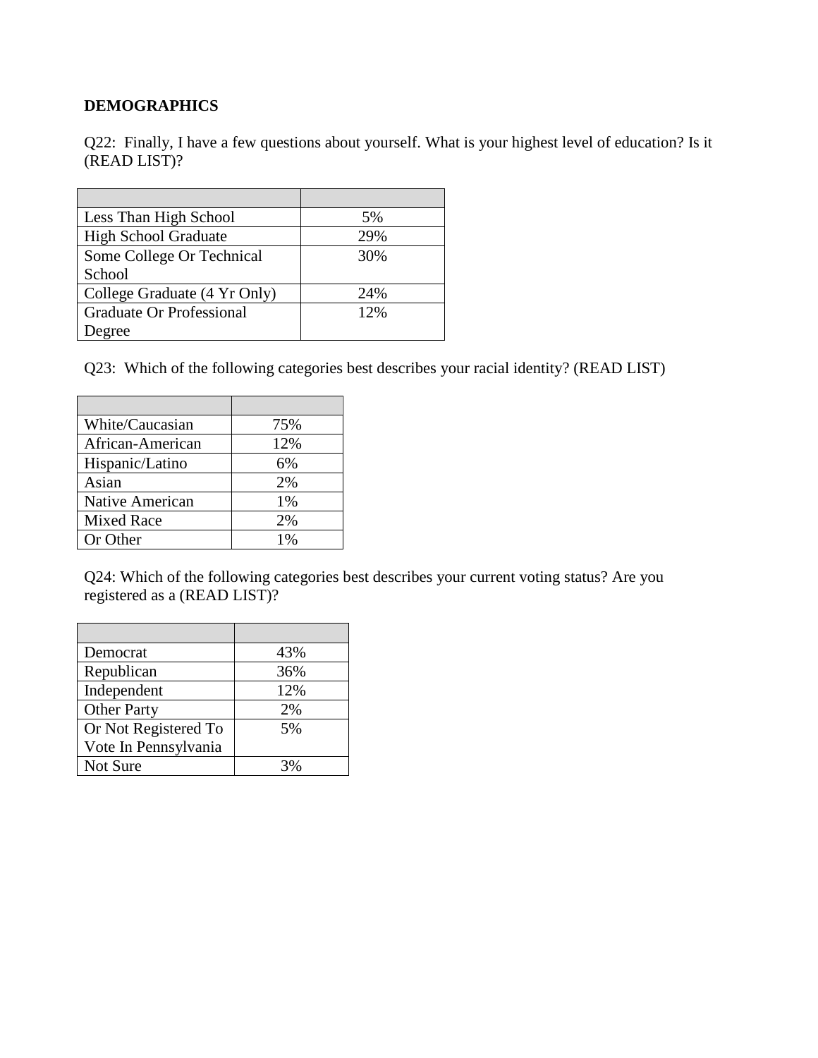**DEMOGRAPHICS**

Q22: Finally, I have a few questions about yourself. What is your highest level of education? Is it (READ LIST)?

| | |
|---|---|
| Less Than High School | 5% |
| High School Graduate | 29% |
| Some College Or Technical School | 30% |
| College Graduate (4 Yr Only) | 24% |
| Graduate Or Professional Degree | 12% |

Q23: Which of the following categories best describes your racial identity? (READ LIST)

| | |
|---|---|
| White/Caucasian | 75% |
| African-American | 12% |
| Hispanic/Latino | 6% |
| Asian | 2% |
| Native American | 1% |
| Mixed Race | 2% |
| Or Other | 1% |

Q24: Which of the following categories best describes your current voting status? Are you registered as a (READ LIST)?

| | |
|---|---|
| Democrat | 43% |
| Republican | 36% |
| Independent | 12% |
| Other Party | 2% |
| Or Not Registered To Vote In Pennsylvania | 5% |
| Not Sure | 3% |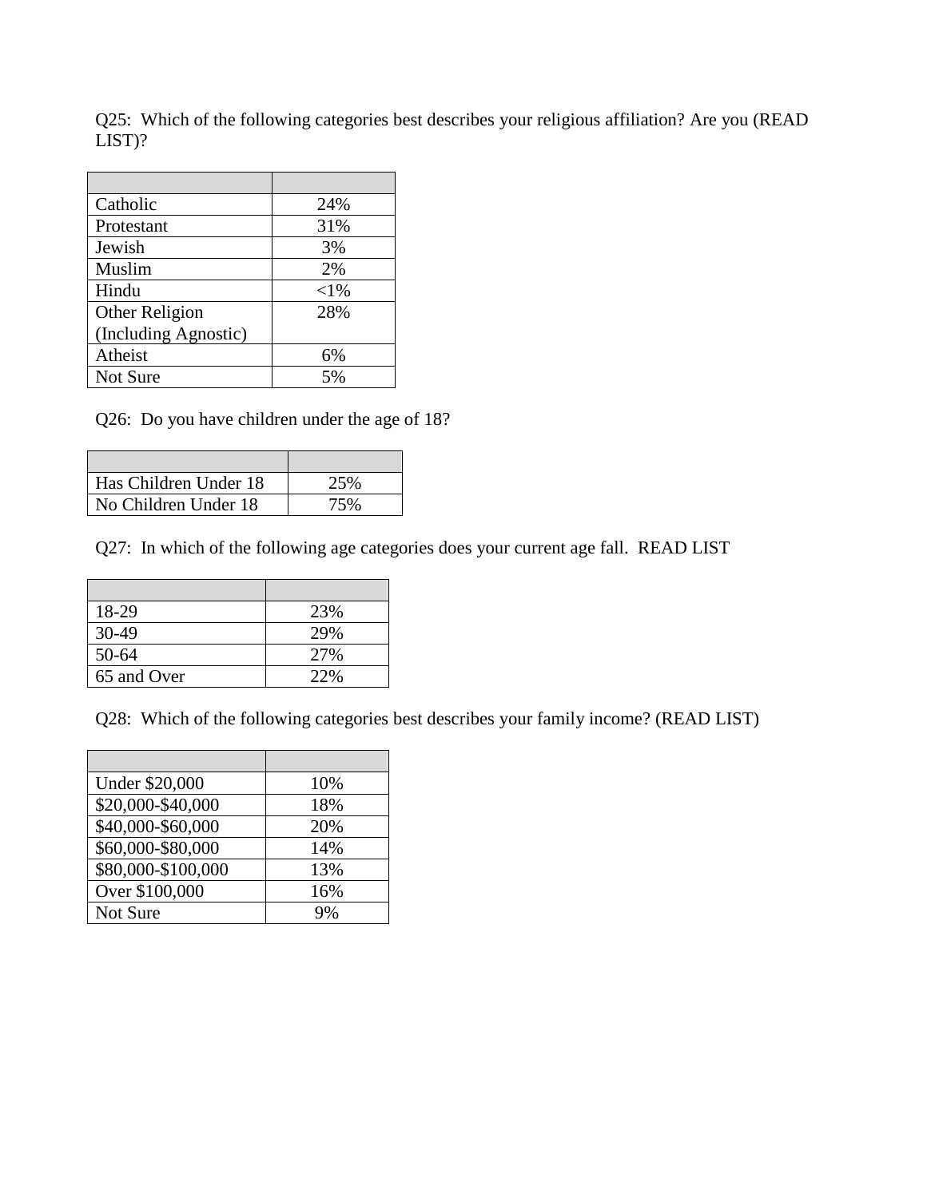Q25: Which of the following categories best describes your religious affiliation? Are you (READ LIST)?

| | |
|---|---|
| Catholic | 24% |
| Protestant | 31% |
| Jewish | 3% |
| Muslim | 2% |
| Hindu | <1% |
| Other Religion (Including Agnostic) | 28% |
| Atheist | 6% |
| Not Sure | 5% |

Q26: Do you have children under the age of 18?

| | |
|---|---|
| Has Children Under 18 | 25% |
| No Children Under 18 | 75% |

Q27: In which of the following age categories does your current age fall. READ LIST

| | |
|---|---|
| 18-29 | 23% |
| 30-49 | 29% |
| 50-64 | 27% |
| 65 and Over | 22% |

Q28: Which of the following categories best describes your family income? (READ LIST)

| | |
|---|---|
| Under $20,000 | 10% |
| $20,000-$40,000 | 18% |
| $40,000-$60,000 | 20% |
| $60,000-$80,000 | 14% |
| $80,000-$100,000 | 13% |
| Over $100,000 | 16% |
| Not Sure | 9% |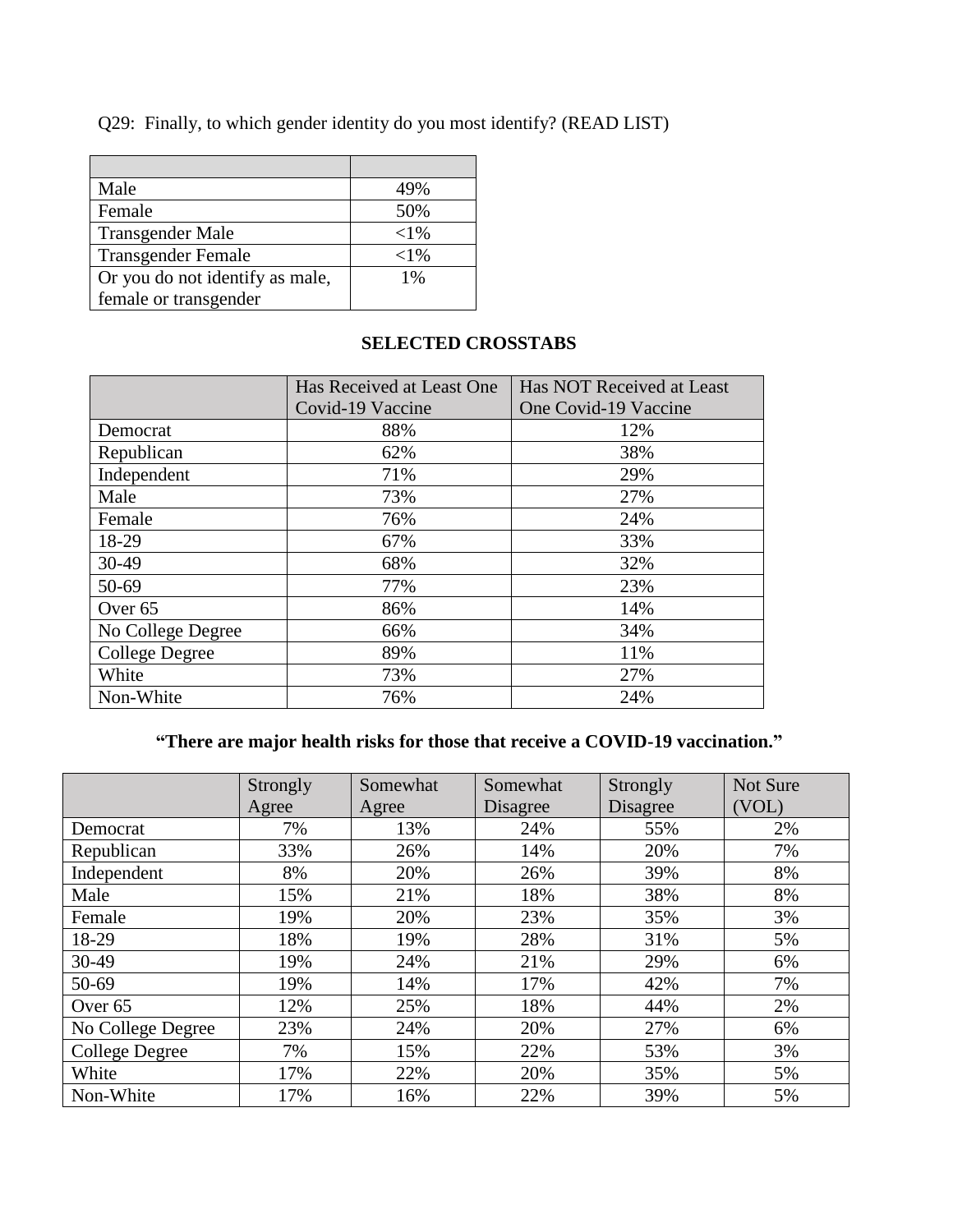Q29: Finally, to which gender identity do you most identify? (READ LIST)

| | |
|---|---|
| Male | 49% |
| Female | 50% |
| Transgender Male | <1% |
| Transgender Female | <1% |
| Or you do not identify as male, female or transgender | 1% |

**SELECTED CROSSTABS**

| | Has Received at Least One Covid-19 Vaccine | Has NOT Received at Least One Covid-19 Vaccine |
|---|---|---|
| Democrat | 88% | 12% |
| Republican | 62% | 38% |
| Independent | 71% | 29% |
| Male | 73% | 27% |
| Female | 76% | 24% |
| 18-29 | 67% | 33% |
| 30-49 | 68% | 32% |
| 50-69 | 77% | 23% |
| Over 65 | 86% | 14% |
| No College Degree | 66% | 34% |
| College Degree | 89% | 11% |
| White | 73% | 27% |
| Non-White | 76% | 24% |

**"There are major health risks for those that receive a COVID-19 vaccination."**

| | Strongly Agree | Somewhat Agree | Somewhat Disagree | Strongly Disagree | Not Sure (VOL) |
|---|---|---|---|---|---|
| Democrat | 7% | 13% | 24% | 55% | 2% |
| Republican | 33% | 26% | 14% | 20% | 7% |
| Independent | 8% | 20% | 26% | 39% | 8% |
| Male | 15% | 21% | 18% | 38% | 8% |
| Female | 19% | 20% | 23% | 35% | 3% |
| 18-29 | 18% | 19% | 28% | 31% | 5% |
| 30-49 | 19% | 24% | 21% | 29% | 6% |
| 50-69 | 19% | 14% | 17% | 42% | 7% |
| Over 65 | 12% | 25% | 18% | 44% | 2% |
| No College Degree | 23% | 24% | 20% | 27% | 6% |
| College Degree | 7% | 15% | 22% | 53% | 3% |
| White | 17% | 22% | 20% | 35% | 5% |
| Non-White | 17% | 16% | 22% | 39% | 5% |